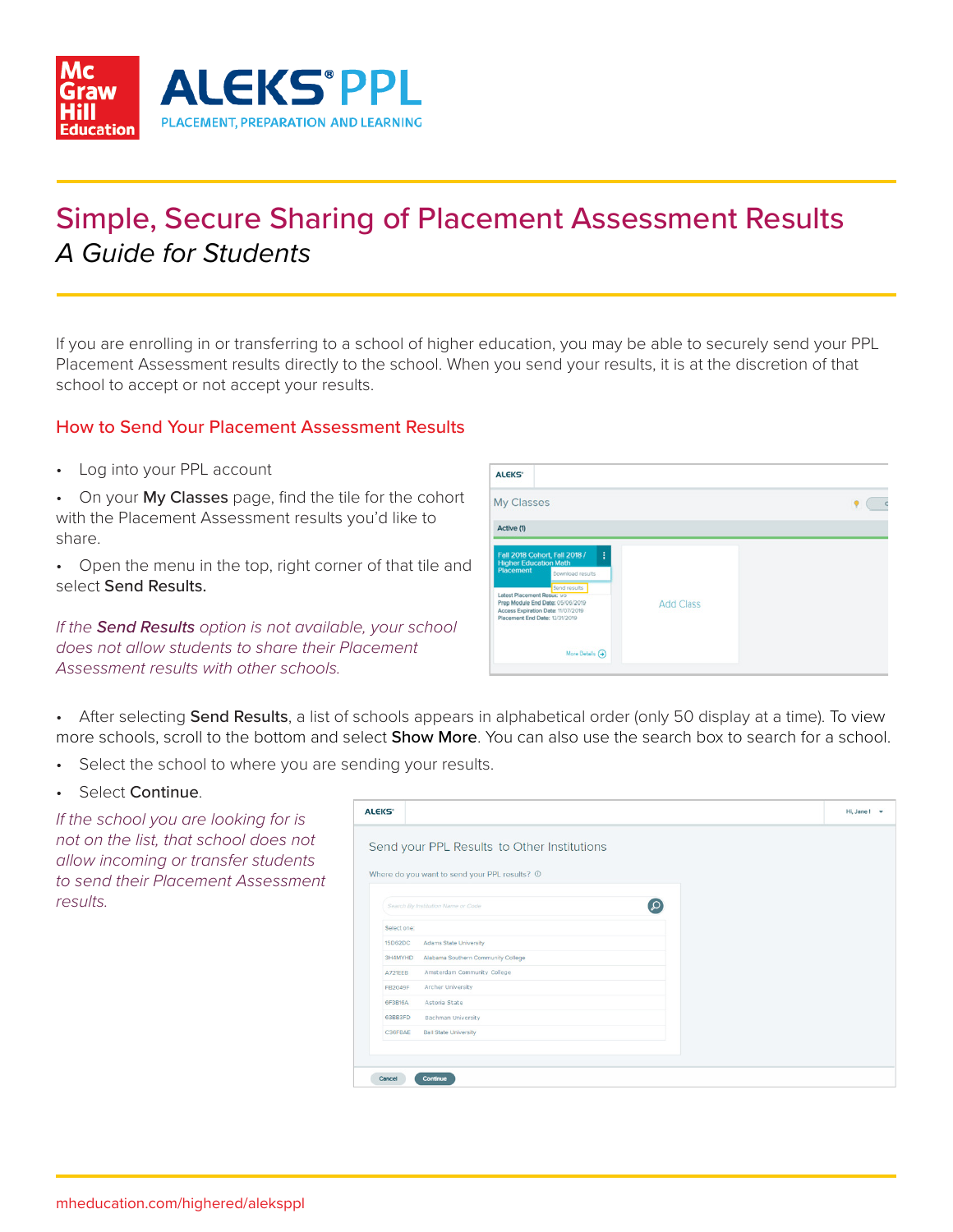# Simple, Secure Sharing of Placement Assessment Results

*A Guide for Students*

If you are enrolling in or transferring to a school of higher education, you may be able to securely send your PPL Placement Assessment results directly to the school. When you send your results, it is at the discretion of that school to accept or not accept your results.

## How to Send Your Placement Assessment Results

- Log into your PPL account
- On your **My Classes** page, find the tile for the cohort with the Placement Assessment results you'd like to share.
- Open the menu in the top, right corner of that tile and select **Send Results.**

*If the **Send Results** option is not available, your school does not allow students to share their Placement Assessment results with other schools.*

- After selecting **Send Results**, a list of schools appears in alphabetical order (only 50 display at a time). To view more schools, scroll to the bottom and select **Show More**. You can also use the search box to search for a school.
- Select the school to where you are sending your results.
- Select **Continue**.

*If the school you are looking for is not on the list, that school does not allow incoming or transfer students to send their Placement Assessment results.*

mheducation.com/highered/alekspl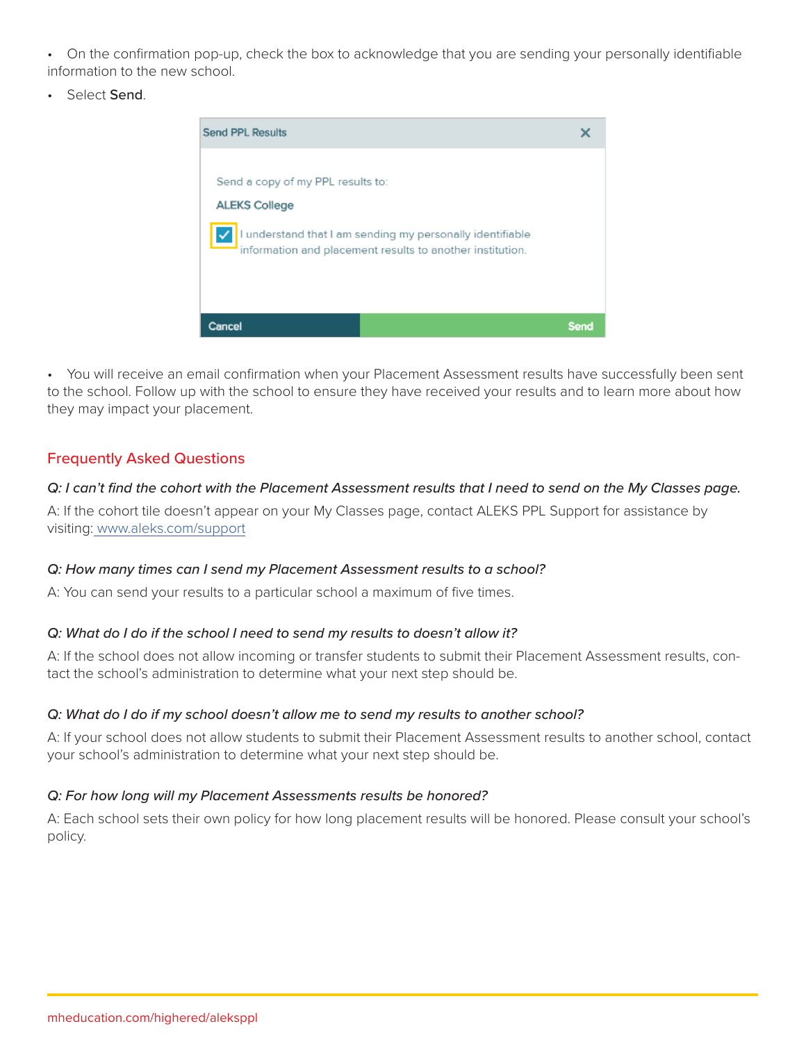- On the confirmation pop-up, check the box to acknowledge that you are sending your personally identifiable information to the new school.
- Select **Send**.

Send PPL Results

Send a copy of my PPL results to:

ALEKS College

I understand that I am sending my personally identifiable information and placement results to another institution.

Cancel

Send

- You will receive an email confirmation when your Placement Assessment results have successfully been sent to the school. Follow up with the school to ensure they have received your results and to learn more about how they may impact your placement.

## Frequently Asked Questions

*Q: I can't find the cohort with the Placement Assessment results that I need to send on the My Classes page.*

A: If the cohort tile doesn't appear on your My Classes page, contact ALEKS PPL Support for assistance by visiting: www.aleks.com/support

*Q: How many times can I send my Placement Assessment results to a school?*

A: You can send your results to a particular school a maximum of five times.

*Q: What do I do if the school I need to send my results to doesn't allow it?*

A: If the school does not allow incoming or transfer students to submit their Placement Assessment results, contact the school's administration to determine what your next step should be.

*Q: What do I do if my school doesn't allow me to send my results to another school?*

A: If your school does not allow students to submit their Placement Assessment results to another school, contact your school's administration to determine what your next step should be.

*Q: For how long will my Placement Assessments results be honored?*

A: Each school sets their own policy for how long placement results will be honored. Please consult your school's policy.